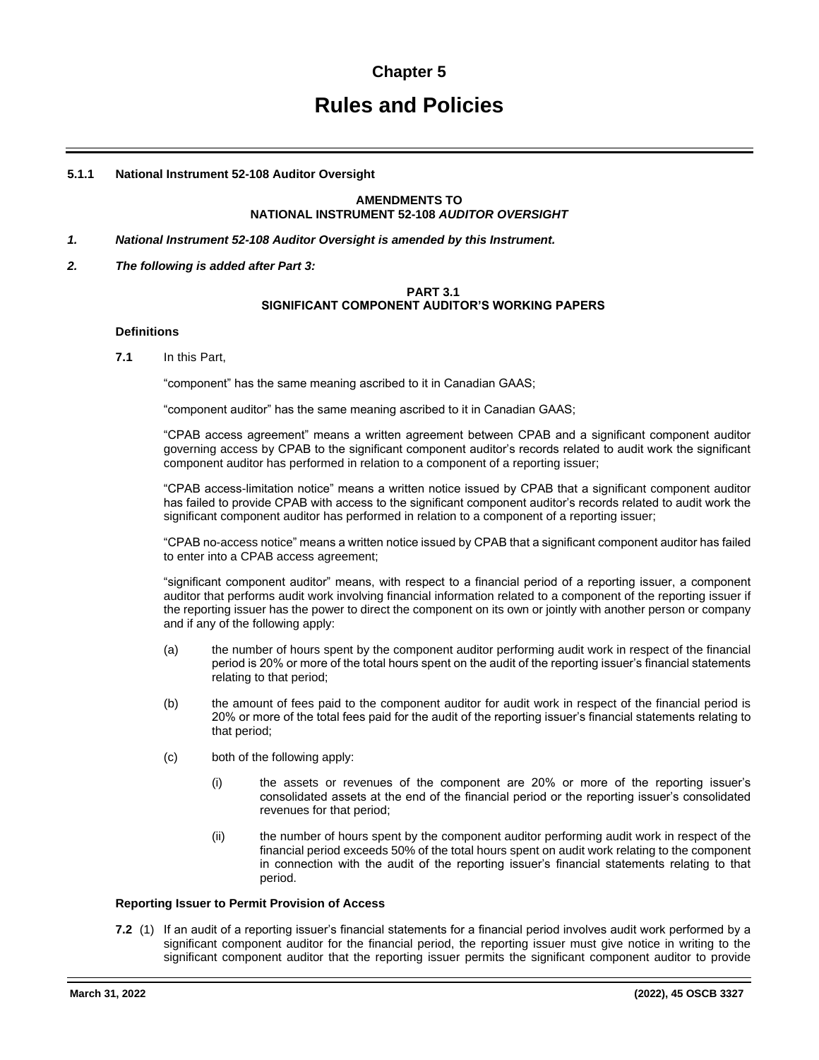# Chapter 5

# Rules and Policies

## 5.1.1 National Instrument 52-108 Auditor Oversight

**AMENDMENTS TO**
**NATIONAL INSTRUMENT 52-108 *AUDITOR OVERSIGHT***

***1. National Instrument 52-108 Auditor Oversight is amended by this Instrument.***

***2. The following is added after Part 3:***

**PART 3.1**
**SIGNIFICANT COMPONENT AUDITOR'S WORKING PAPERS**

**Definitions**

**7.1** In this Part,

"component" has the same meaning ascribed to it in Canadian GAAS;

"component auditor" has the same meaning ascribed to it in Canadian GAAS;

"CPAB access agreement" means a written agreement between CPAB and a significant component auditor governing access by CPAB to the significant component auditor's records related to audit work the significant component auditor has performed in relation to a component of a reporting issuer;

"CPAB access-limitation notice" means a written notice issued by CPAB that a significant component auditor has failed to provide CPAB with access to the significant component auditor's records related to audit work the significant component auditor has performed in relation to a component of a reporting issuer;

"CPAB no-access notice" means a written notice issued by CPAB that a significant component auditor has failed to enter into a CPAB access agreement;

"significant component auditor" means, with respect to a financial period of a reporting issuer, a component auditor that performs audit work involving financial information related to a component of the reporting issuer if the reporting issuer has the power to direct the component on its own or jointly with another person or company and if any of the following apply:

(a) the number of hours spent by the component auditor performing audit work in respect of the financial period is 20% or more of the total hours spent on the audit of the reporting issuer's financial statements relating to that period;

(b) the amount of fees paid to the component auditor for audit work in respect of the financial period is 20% or more of the total fees paid for the audit of the reporting issuer's financial statements relating to that period;

(c) both of the following apply:

(i) the assets or revenues of the component are 20% or more of the reporting issuer's consolidated assets at the end of the financial period or the reporting issuer's consolidated revenues for that period;

(ii) the number of hours spent by the component auditor performing audit work in respect of the financial period exceeds 50% of the total hours spent on audit work relating to the component in connection with the audit of the reporting issuer's financial statements relating to that period.

**Reporting Issuer to Permit Provision of Access**

**7.2** (1) If an audit of a reporting issuer's financial statements for a financial period involves audit work performed by a significant component auditor for the financial period, the reporting issuer must give notice in writing to the significant component auditor that the reporting issuer permits the significant component auditor to provide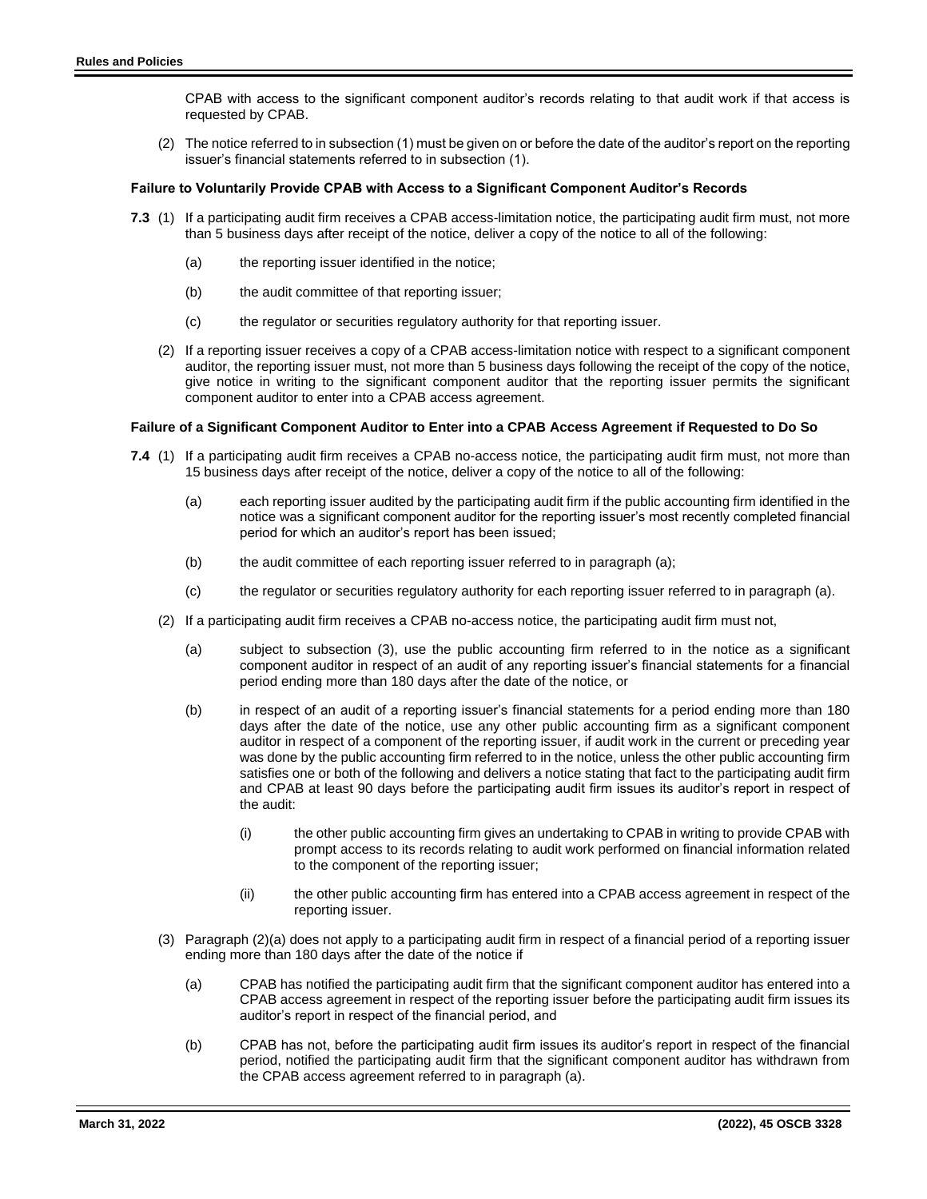CPAB with access to the significant component auditor's records relating to that audit work if that access is requested by CPAB.

(2) The notice referred to in subsection (1) must be given on or before the date of the auditor's report on the reporting issuer's financial statements referred to in subsection (1).

**Failure to Voluntarily Provide CPAB with Access to a Significant Component Auditor's Records**

**7.3** (1) If a participating audit firm receives a CPAB access-limitation notice, the participating audit firm must, not more than 5 business days after receipt of the notice, deliver a copy of the notice to all of the following:

(a) the reporting issuer identified in the notice;

(b) the audit committee of that reporting issuer;

(c) the regulator or securities regulatory authority for that reporting issuer.

(2) If a reporting issuer receives a copy of a CPAB access-limitation notice with respect to a significant component auditor, the reporting issuer must, not more than 5 business days following the receipt of the copy of the notice, give notice in writing to the significant component auditor that the reporting issuer permits the significant component auditor to enter into a CPAB access agreement.

**Failure of a Significant Component Auditor to Enter into a CPAB Access Agreement if Requested to Do So**

**7.4** (1) If a participating audit firm receives a CPAB no-access notice, the participating audit firm must, not more than 15 business days after receipt of the notice, deliver a copy of the notice to all of the following:

(a) each reporting issuer audited by the participating audit firm if the public accounting firm identified in the notice was a significant component auditor for the reporting issuer's most recently completed financial period for which an auditor's report has been issued;

(b) the audit committee of each reporting issuer referred to in paragraph (a);

(c) the regulator or securities regulatory authority for each reporting issuer referred to in paragraph (a).

(2) If a participating audit firm receives a CPAB no-access notice, the participating audit firm must not,

(a) subject to subsection (3), use the public accounting firm referred to in the notice as a significant component auditor in respect of an audit of any reporting issuer's financial statements for a financial period ending more than 180 days after the date of the notice, or

(b) in respect of an audit of a reporting issuer's financial statements for a period ending more than 180 days after the date of the notice, use any other public accounting firm as a significant component auditor in respect of a component of the reporting issuer, if audit work in the current or preceding year was done by the public accounting firm referred to in the notice, unless the other public accounting firm satisfies one or both of the following and delivers a notice stating that fact to the participating audit firm and CPAB at least 90 days before the participating audit firm issues its auditor's report in respect of the audit:

(i) the other public accounting firm gives an undertaking to CPAB in writing to provide CPAB with prompt access to its records relating to audit work performed on financial information related to the component of the reporting issuer;

(ii) the other public accounting firm has entered into a CPAB access agreement in respect of the reporting issuer.

(3) Paragraph (2)(a) does not apply to a participating audit firm in respect of a financial period of a reporting issuer ending more than 180 days after the date of the notice if

(a) CPAB has notified the participating audit firm that the significant component auditor has entered into a CPAB access agreement in respect of the reporting issuer before the participating audit firm issues its auditor's report in respect of the financial period, and

(b) CPAB has not, before the participating audit firm issues its auditor's report in respect of the financial period, notified the participating audit firm that the significant component auditor has withdrawn from the CPAB access agreement referred to in paragraph (a).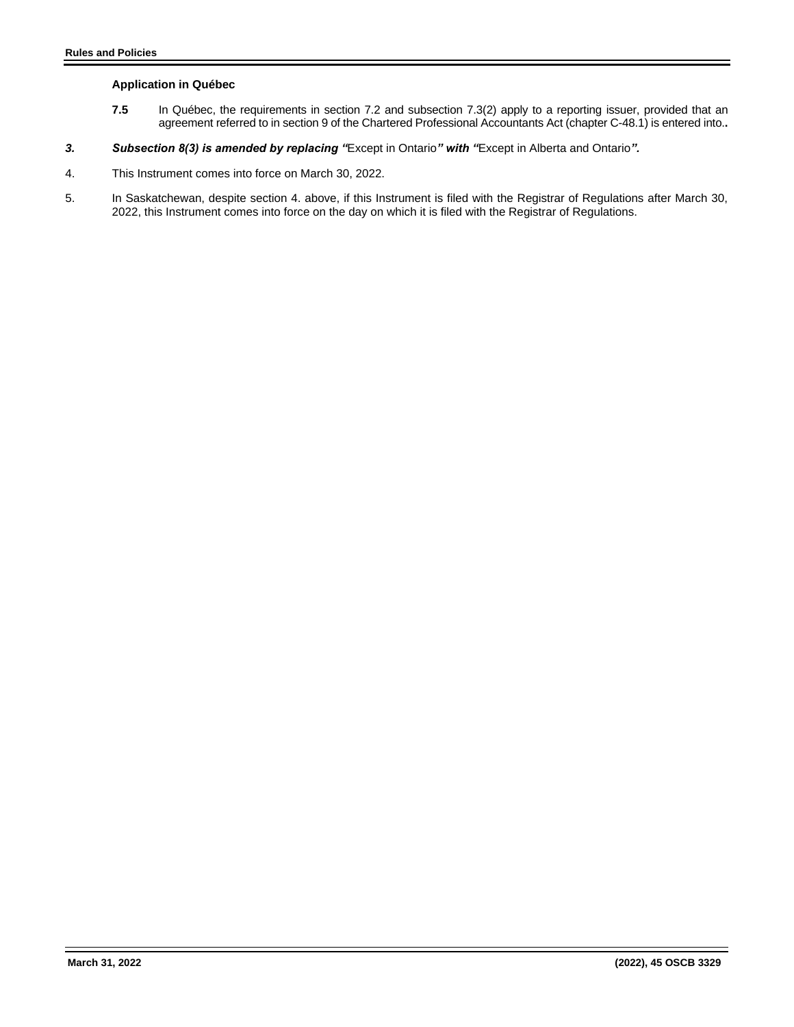**Application in Québec**

**7.5** In Québec, the requirements in section 7.2 and subsection 7.3(2) apply to a reporting issuer, provided that an agreement referred to in section 9 of the Chartered Professional Accountants Act (chapter C-48.1) is entered into.**.**

***3. Subsection 8(3) is amended by replacing "***Except in Ontario***" with "***Except in Alberta and Ontario***".***

4. This Instrument comes into force on March 30, 2022.

5. In Saskatchewan, despite section 4. above, if this Instrument is filed with the Registrar of Regulations after March 30, 2022, this Instrument comes into force on the day on which it is filed with the Registrar of Regulations.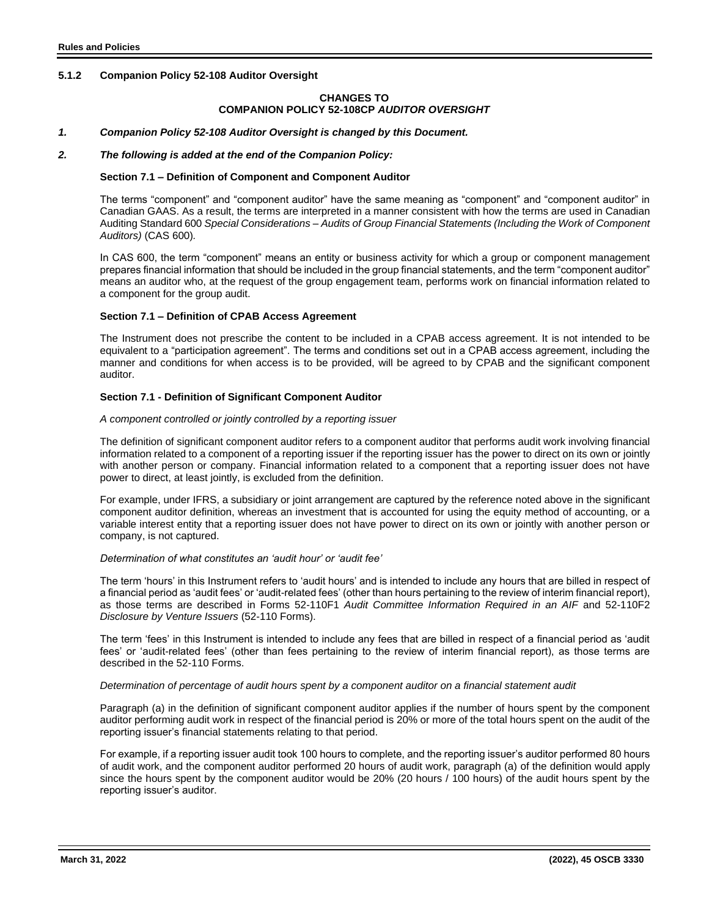### 5.1.2 Companion Policy 52-108 Auditor Oversight

**CHANGES TO**
**COMPANION POLICY 52-108CP *AUDITOR OVERSIGHT***

***1. Companion Policy 52-108 Auditor Oversight is changed by this Document.***

***2. The following is added at the end of the Companion Policy:***

**Section 7.1 – Definition of Component and Component Auditor**

The terms "component" and "component auditor" have the same meaning as "component" and "component auditor" in Canadian GAAS. As a result, the terms are interpreted in a manner consistent with how the terms are used in Canadian Auditing Standard 600 *Special Considerations – Audits of Group Financial Statements (Including the Work of Component Auditors)* (CAS 600).

In CAS 600, the term "component" means an entity or business activity for which a group or component management prepares financial information that should be included in the group financial statements, and the term "component auditor" means an auditor who, at the request of the group engagement team, performs work on financial information related to a component for the group audit.

**Section 7.1 – Definition of CPAB Access Agreement**

The Instrument does not prescribe the content to be included in a CPAB access agreement. It is not intended to be equivalent to a "participation agreement". The terms and conditions set out in a CPAB access agreement, including the manner and conditions for when access is to be provided, will be agreed to by CPAB and the significant component auditor.

**Section 7.1 - Definition of Significant Component Auditor**

*A component controlled or jointly controlled by a reporting issuer*

The definition of significant component auditor refers to a component auditor that performs audit work involving financial information related to a component of a reporting issuer if the reporting issuer has the power to direct on its own or jointly with another person or company. Financial information related to a component that a reporting issuer does not have power to direct, at least jointly, is excluded from the definition.

For example, under IFRS, a subsidiary or joint arrangement are captured by the reference noted above in the significant component auditor definition, whereas an investment that is accounted for using the equity method of accounting, or a variable interest entity that a reporting issuer does not have power to direct on its own or jointly with another person or company, is not captured.

*Determination of what constitutes an 'audit hour' or 'audit fee'*

The term 'hours' in this Instrument refers to 'audit hours' and is intended to include any hours that are billed in respect of a financial period as 'audit fees' or 'audit-related fees' (other than hours pertaining to the review of interim financial report), as those terms are described in Forms 52-110F1 *Audit Committee Information Required in an AIF* and 52-110F2 *Disclosure by Venture Issuers* (52-110 Forms).

The term 'fees' in this Instrument is intended to include any fees that are billed in respect of a financial period as 'audit fees' or 'audit-related fees' (other than fees pertaining to the review of interim financial report), as those terms are described in the 52-110 Forms.

*Determination of percentage of audit hours spent by a component auditor on a financial statement audit*

Paragraph (a) in the definition of significant component auditor applies if the number of hours spent by the component auditor performing audit work in respect of the financial period is 20% or more of the total hours spent on the audit of the reporting issuer's financial statements relating to that period.

For example, if a reporting issuer audit took 100 hours to complete, and the reporting issuer's auditor performed 80 hours of audit work, and the component auditor performed 20 hours of audit work, paragraph (a) of the definition would apply since the hours spent by the component auditor would be 20% (20 hours / 100 hours) of the audit hours spent by the reporting issuer's auditor.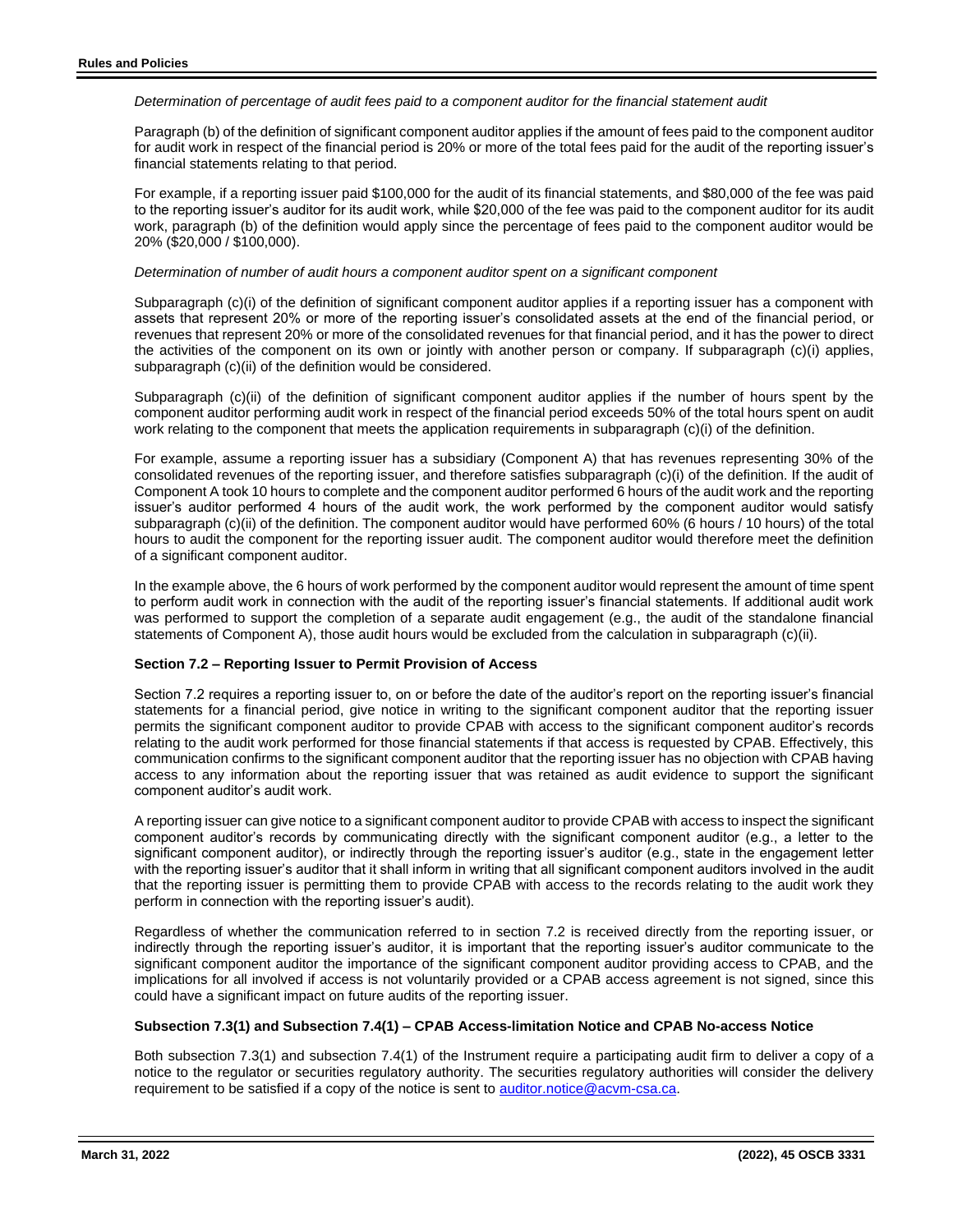*Determination of percentage of audit fees paid to a component auditor for the financial statement audit*

Paragraph (b) of the definition of significant component auditor applies if the amount of fees paid to the component auditor for audit work in respect of the financial period is 20% or more of the total fees paid for the audit of the reporting issuer's financial statements relating to that period.

For example, if a reporting issuer paid $100,000 for the audit of its financial statements, and $80,000 of the fee was paid to the reporting issuer's auditor for its audit work, while $20,000 of the fee was paid to the component auditor for its audit work, paragraph (b) of the definition would apply since the percentage of fees paid to the component auditor would be 20% ($20,000 / $100,000).

*Determination of number of audit hours a component auditor spent on a significant component*

Subparagraph (c)(i) of the definition of significant component auditor applies if a reporting issuer has a component with assets that represent 20% or more of the reporting issuer's consolidated assets at the end of the financial period, or revenues that represent 20% or more of the consolidated revenues for that financial period, and it has the power to direct the activities of the component on its own or jointly with another person or company. If subparagraph (c)(i) applies, subparagraph (c)(ii) of the definition would be considered.

Subparagraph (c)(ii) of the definition of significant component auditor applies if the number of hours spent by the component auditor performing audit work in respect of the financial period exceeds 50% of the total hours spent on audit work relating to the component that meets the application requirements in subparagraph (c)(i) of the definition.

For example, assume a reporting issuer has a subsidiary (Component A) that has revenues representing 30% of the consolidated revenues of the reporting issuer, and therefore satisfies subparagraph (c)(i) of the definition. If the audit of Component A took 10 hours to complete and the component auditor performed 6 hours of the audit work and the reporting issuer's auditor performed 4 hours of the audit work, the work performed by the component auditor would satisfy subparagraph (c)(ii) of the definition. The component auditor would have performed 60% (6 hours / 10 hours) of the total hours to audit the component for the reporting issuer audit. The component auditor would therefore meet the definition of a significant component auditor.

In the example above, the 6 hours of work performed by the component auditor would represent the amount of time spent to perform audit work in connection with the audit of the reporting issuer's financial statements. If additional audit work was performed to support the completion of a separate audit engagement (e.g., the audit of the standalone financial statements of Component A), those audit hours would be excluded from the calculation in subparagraph (c)(ii).

**Section 7.2 – Reporting Issuer to Permit Provision of Access**

Section 7.2 requires a reporting issuer to, on or before the date of the auditor's report on the reporting issuer's financial statements for a financial period, give notice in writing to the significant component auditor that the reporting issuer permits the significant component auditor to provide CPAB with access to the significant component auditor's records relating to the audit work performed for those financial statements if that access is requested by CPAB. Effectively, this communication confirms to the significant component auditor that the reporting issuer has no objection with CPAB having access to any information about the reporting issuer that was retained as audit evidence to support the significant component auditor's audit work.

A reporting issuer can give notice to a significant component auditor to provide CPAB with access to inspect the significant component auditor's records by communicating directly with the significant component auditor (e.g., a letter to the significant component auditor), or indirectly through the reporting issuer's auditor (e.g., state in the engagement letter with the reporting issuer's auditor that it shall inform in writing that all significant component auditors involved in the audit that the reporting issuer is permitting them to provide CPAB with access to the records relating to the audit work they perform in connection with the reporting issuer's audit).

Regardless of whether the communication referred to in section 7.2 is received directly from the reporting issuer, or indirectly through the reporting issuer's auditor, it is important that the reporting issuer's auditor communicate to the significant component auditor the importance of the significant component auditor providing access to CPAB, and the implications for all involved if access is not voluntarily provided or a CPAB access agreement is not signed, since this could have a significant impact on future audits of the reporting issuer.

**Subsection 7.3(1) and Subsection 7.4(1) – CPAB Access-limitation Notice and CPAB No-access Notice**

Both subsection 7.3(1) and subsection 7.4(1) of the Instrument require a participating audit firm to deliver a copy of a notice to the regulator or securities regulatory authority. The securities regulatory authorities will consider the delivery requirement to be satisfied if a copy of the notice is sent to auditor.notice@acvm-csa.ca.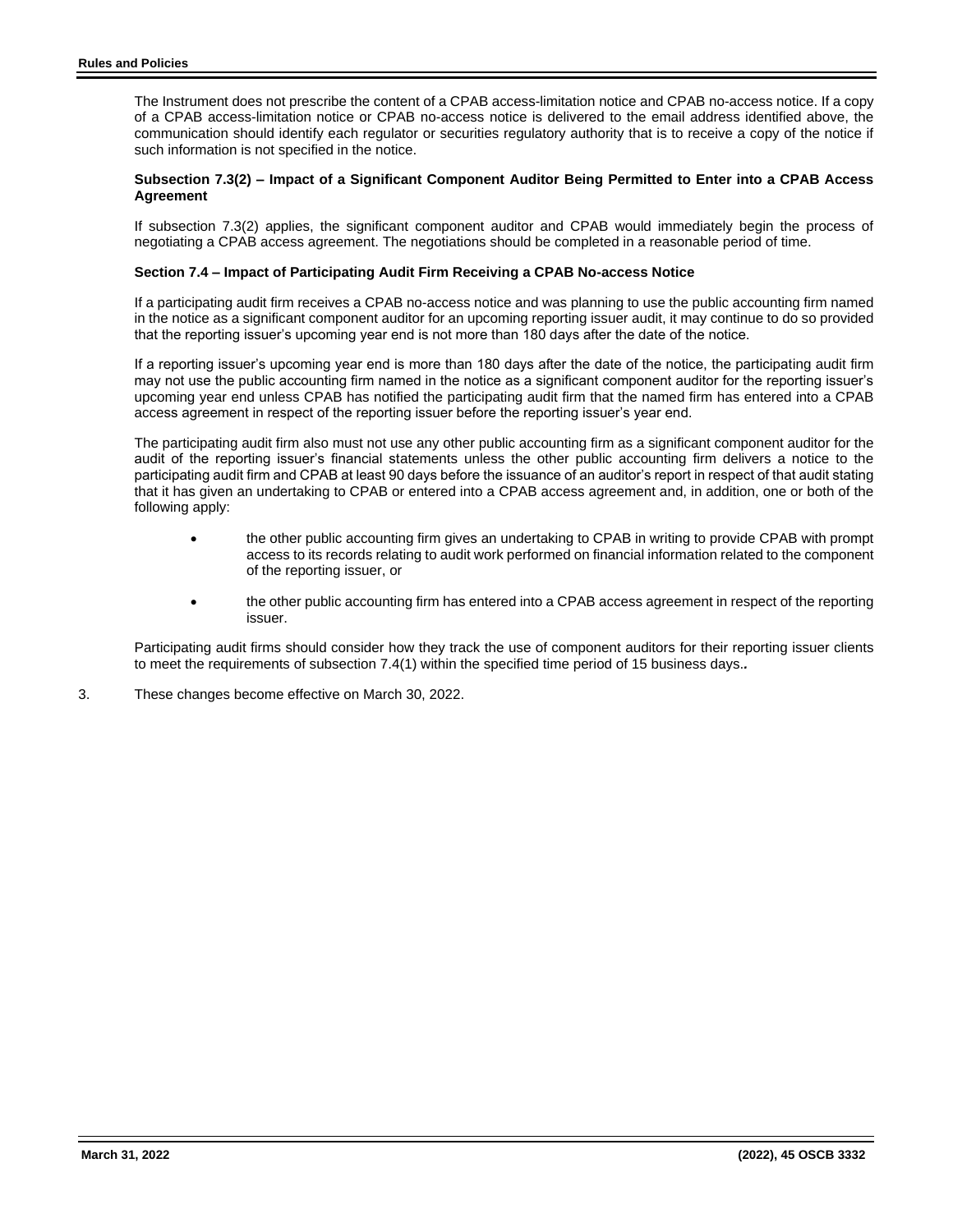The Instrument does not prescribe the content of a CPAB access-limitation notice and CPAB no-access notice. If a copy of a CPAB access-limitation notice or CPAB no-access notice is delivered to the email address identified above, the communication should identify each regulator or securities regulatory authority that is to receive a copy of the notice if such information is not specified in the notice.

**Subsection 7.3(2) – Impact of a Significant Component Auditor Being Permitted to Enter into a CPAB Access Agreement**

If subsection 7.3(2) applies, the significant component auditor and CPAB would immediately begin the process of negotiating a CPAB access agreement. The negotiations should be completed in a reasonable period of time.

**Section 7.4 – Impact of Participating Audit Firm Receiving a CPAB No-access Notice**

If a participating audit firm receives a CPAB no-access notice and was planning to use the public accounting firm named in the notice as a significant component auditor for an upcoming reporting issuer audit, it may continue to do so provided that the reporting issuer's upcoming year end is not more than 180 days after the date of the notice.

If a reporting issuer's upcoming year end is more than 180 days after the date of the notice, the participating audit firm may not use the public accounting firm named in the notice as a significant component auditor for the reporting issuer's upcoming year end unless CPAB has notified the participating audit firm that the named firm has entered into a CPAB access agreement in respect of the reporting issuer before the reporting issuer's year end.

The participating audit firm also must not use any other public accounting firm as a significant component auditor for the audit of the reporting issuer's financial statements unless the other public accounting firm delivers a notice to the participating audit firm and CPAB at least 90 days before the issuance of an auditor's report in respect of that audit stating that it has given an undertaking to CPAB or entered into a CPAB access agreement and, in addition, one or both of the following apply:

- the other public accounting firm gives an undertaking to CPAB in writing to provide CPAB with prompt access to its records relating to audit work performed on financial information related to the component of the reporting issuer, or
- the other public accounting firm has entered into a CPAB access agreement in respect of the reporting issuer.

Participating audit firms should consider how they track the use of component auditors for their reporting issuer clients to meet the requirements of subsection 7.4(1) within the specified time period of 15 business days..

3. These changes become effective on March 30, 2022.